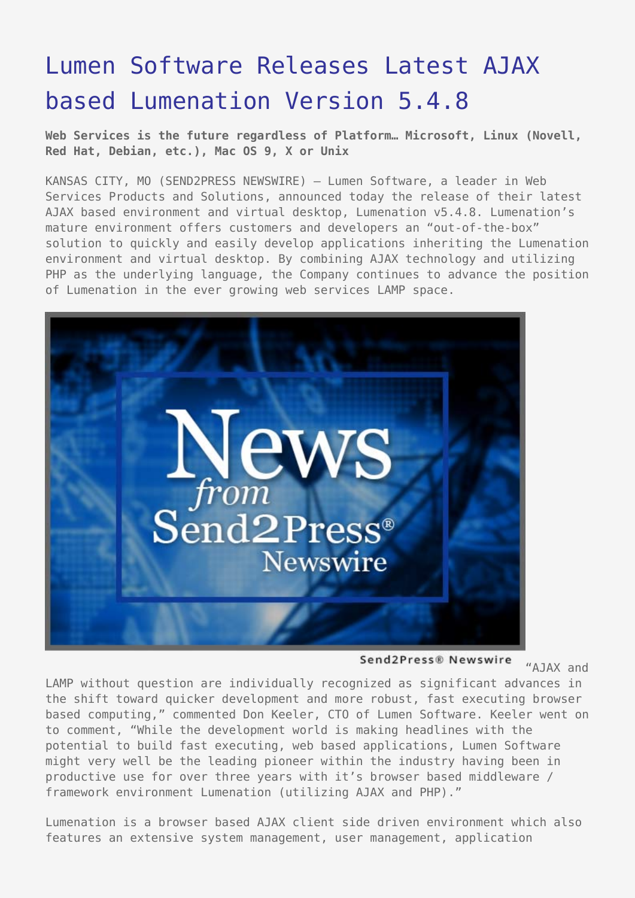# Lumen Software Releases Latest AJAX based Lumenation Version 5.4.8

**Web Services is the future regardless of Platform… Microsoft, Linux (Novell, Red Hat, Debian, etc.), Mac OS 9, X or Unix**

KANSAS CITY, MO (SEND2PRESS NEWSWIRE) — Lumen Software, a leader in Web Services Products and Solutions, announced today the release of their latest AJAX based environment and virtual desktop, Lumenation v5.4.8. Lumenation's mature environment offers customers and developers an "out-of-the-box" solution to quickly and easily develop applications inheriting the Lumenation environment and virtual desktop. By combining AJAX technology and utilizing PHP as the underlying language, the Company continues to advance the position of Lumenation in the ever growing web services LAMP space.

Send2Press® Newswire

"AJAX and LAMP without question are individually recognized as significant advances in the shift toward quicker development and more robust, fast executing browser based computing," commented Don Keeler, CTO of Lumen Software. Keeler went on to comment, "While the development world is making headlines with the potential to build fast executing, web based applications, Lumen Software might very well be the leading pioneer within the industry having been in productive use for over three years with it's browser based middleware / framework environment Lumenation (utilizing AJAX and PHP)."

Lumenation is a browser based AJAX client side driven environment which also features an extensive system management, user management, application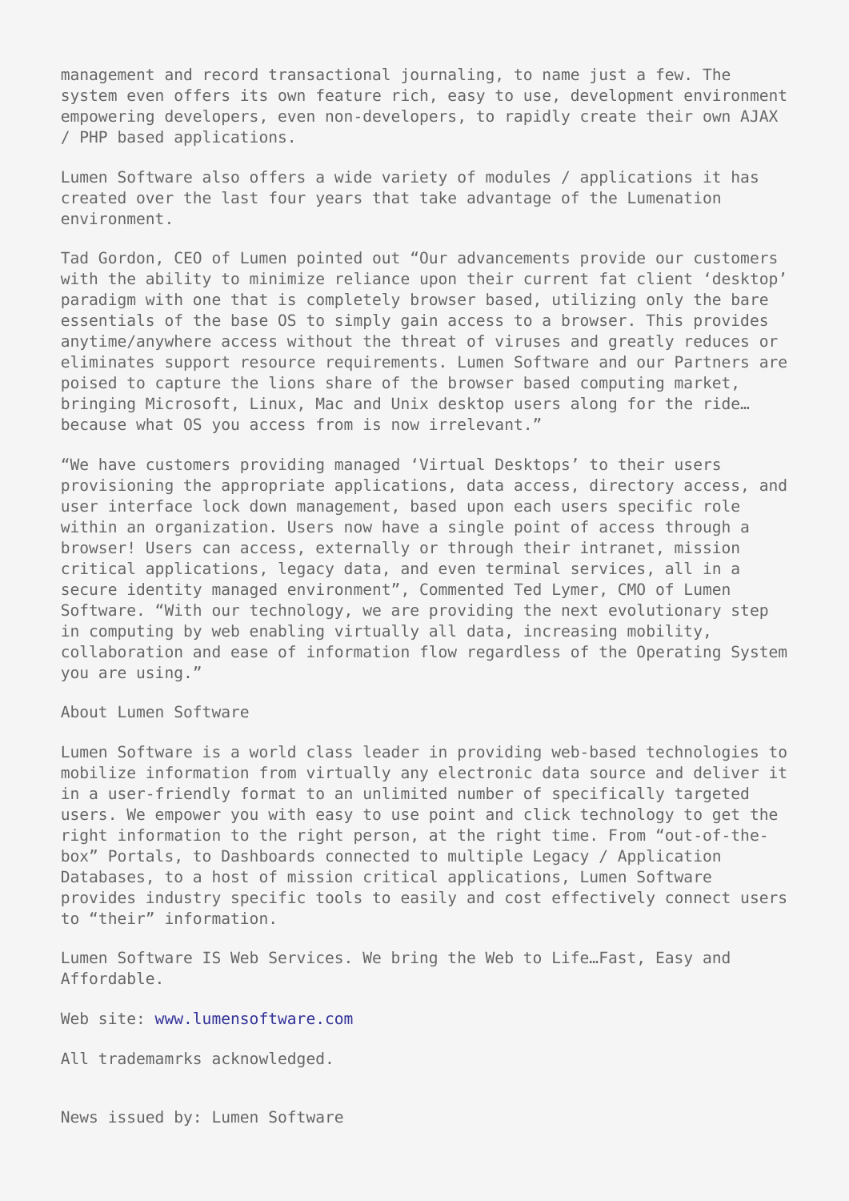management and record transactional journaling, to name just a few. The system even offers its own feature rich, easy to use, development environment empowering developers, even non-developers, to rapidly create their own AJAX / PHP based applications.

Lumen Software also offers a wide variety of modules / applications it has created over the last four years that take advantage of the Lumenation environment.

Tad Gordon, CEO of Lumen pointed out "Our advancements provide our customers with the ability to minimize reliance upon their current fat client 'desktop' paradigm with one that is completely browser based, utilizing only the bare essentials of the base OS to simply gain access to a browser. This provides anytime/anywhere access without the threat of viruses and greatly reduces or eliminates support resource requirements. Lumen Software and our Partners are poised to capture the lions share of the browser based computing market, bringing Microsoft, Linux, Mac and Unix desktop users along for the ride… because what OS you access from is now irrelevant."

"We have customers providing managed 'Virtual Desktops' to their users provisioning the appropriate applications, data access, directory access, and user interface lock down management, based upon each users specific role within an organization. Users now have a single point of access through a browser! Users can access, externally or through their intranet, mission critical applications, legacy data, and even terminal services, all in a secure identity managed environment", Commented Ted Lymer, CMO of Lumen Software. "With our technology, we are providing the next evolutionary step in computing by web enabling virtually all data, increasing mobility, collaboration and ease of information flow regardless of the Operating System you are using."

About Lumen Software

Lumen Software is a world class leader in providing web-based technologies to mobilize information from virtually any electronic data source and deliver it in a user-friendly format to an unlimited number of specifically targeted users. We empower you with easy to use point and click technology to get the right information to the right person, at the right time. From "out-of-the-box" Portals, to Dashboards connected to multiple Legacy / Application Databases, to a host of mission critical applications, Lumen Software provides industry specific tools to easily and cost effectively connect users to "their" information.

Lumen Software IS Web Services. We bring the Web to Life…Fast, Easy and Affordable.

Web site: www.lumensoftware.com

All trademamrks acknowledged.

News issued by: Lumen Software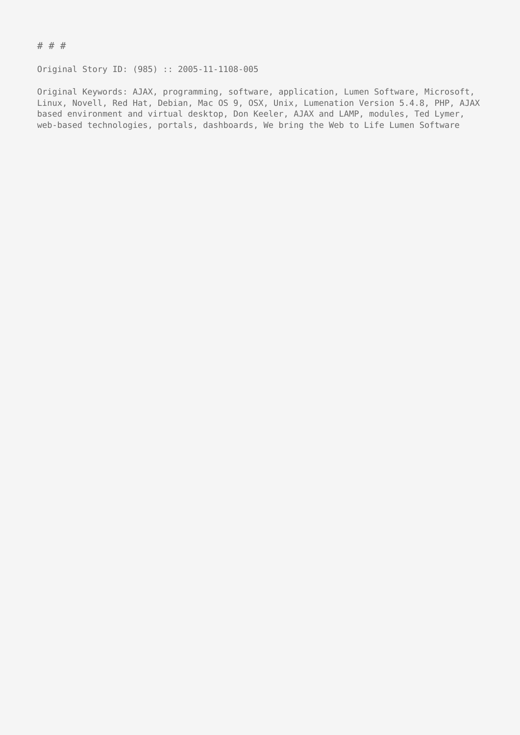# # #

Original Story ID: (985) :: 2005-11-1108-005

Original Keywords: AJAX, programming, software, application, Lumen Software, Microsoft, Linux, Novell, Red Hat, Debian, Mac OS 9, OSX, Unix, Lumenation Version 5.4.8, PHP, AJAX based environment and virtual desktop, Don Keeler, AJAX and LAMP, modules, Ted Lymer, web-based technologies, portals, dashboards, We bring the Web to Life Lumen Software